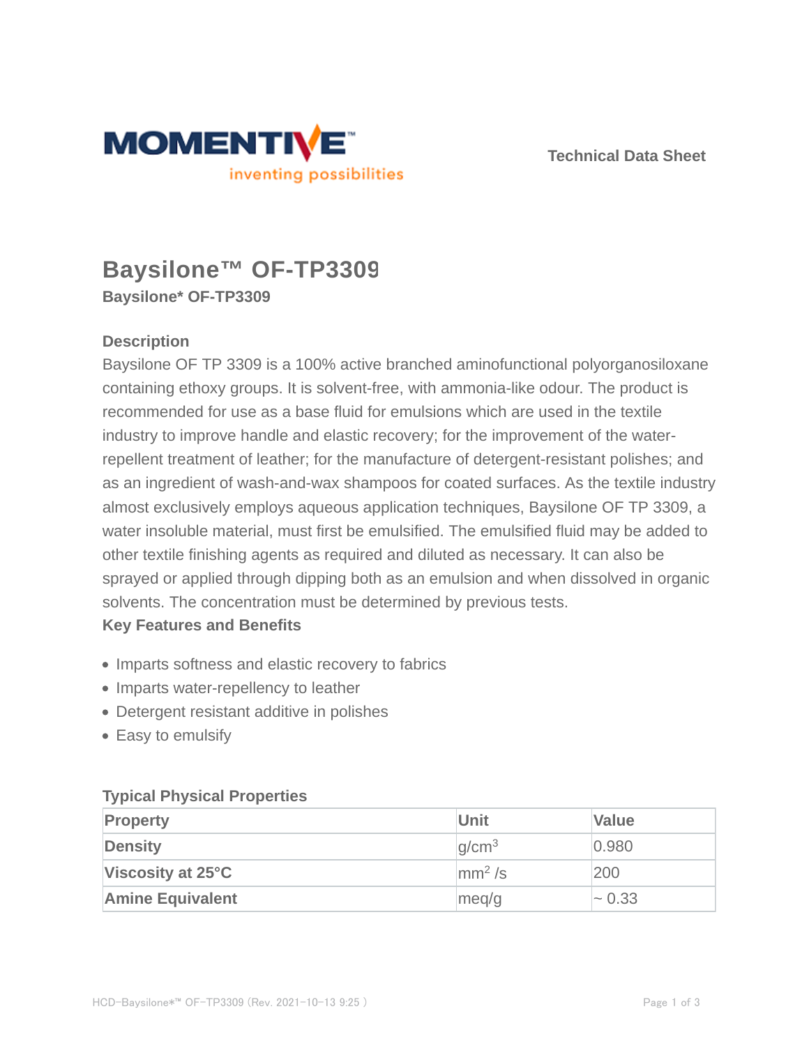Technical Data Sheet

# Baysilone™ OF-TP3309

**Baysilone* OF-TP3309**

### Description

Baysilone OF TP 3309 is a 100% active branched aminofunctional polyorganosiloxane containing ethoxy groups. It is solvent-free, with ammonia-like odour. The product is recommended for use as a base fluid for emulsions which are used in the textile industry to improve handle and elastic recovery; for the improvement of the water-repellent treatment of leather; for the manufacture of detergent-resistant polishes; and as an ingredient of wash-and-wax shampoos for coated surfaces. As the textile industry almost exclusively employs aqueous application techniques, Baysilone OF TP 3309, a water insoluble material, must first be emulsified. The emulsified fluid may be added to other textile finishing agents as required and diluted as necessary. It can also be sprayed or applied through dipping both as an emulsion and when dissolved in organic solvents. The concentration must be determined by previous tests.

### Key Features and Benefits

- Imparts softness and elastic recovery to fabrics
- Imparts water-repellency to leather
- Detergent resistant additive in polishes
- Easy to emulsify

### Typical Physical Properties

| Property | Unit | Value |
|---|---|---|
| **Density** | $g/cm^3$ | 0.980 |
| **Viscosity at 25°C** | $mm^2/s$ | 200 |
| **Amine Equivalent** | meq/g | ~ 0.33 |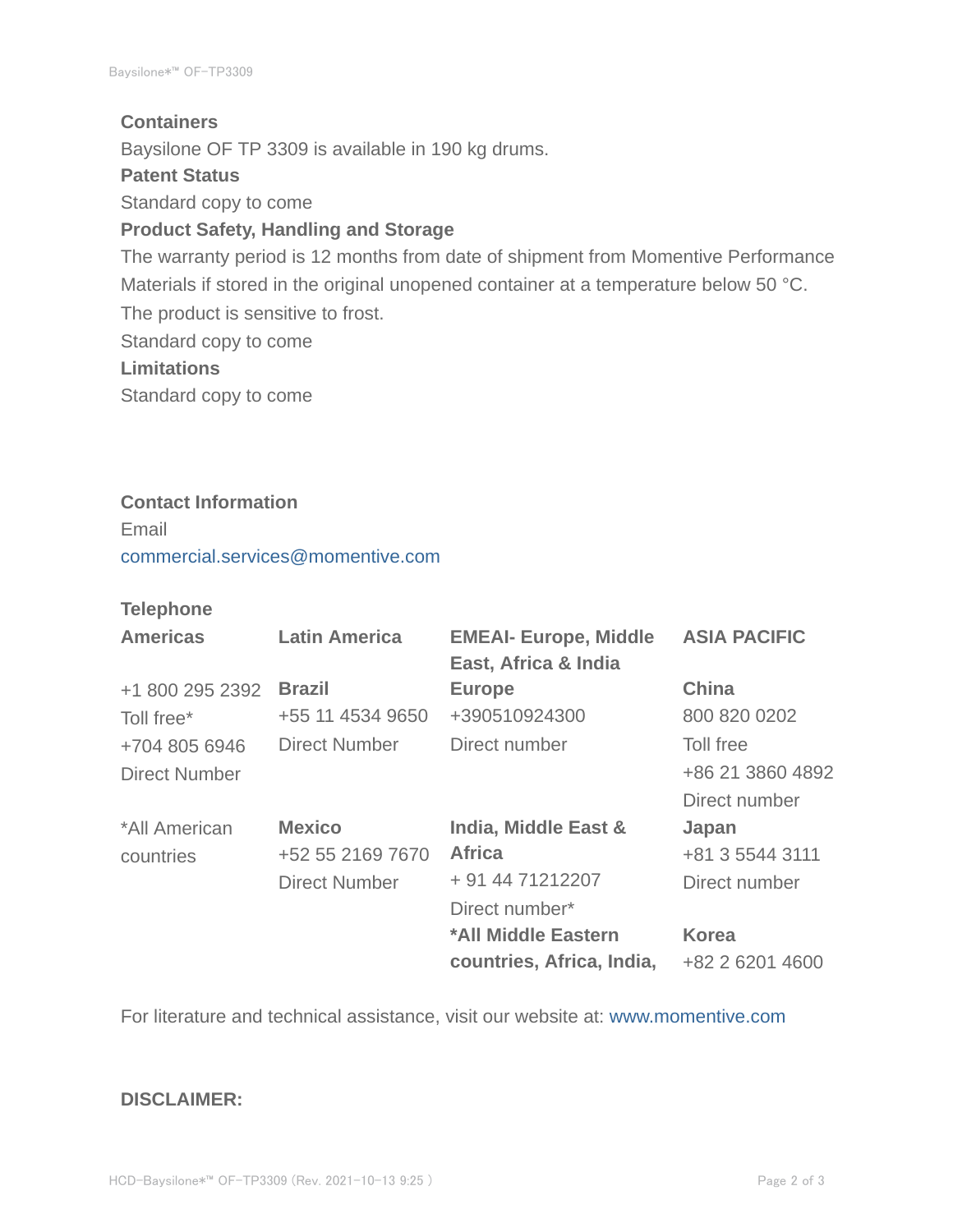### Containers

Baysilone OF TP 3309 is available in 190 kg drums.

### Patent Status

Standard copy to come

### Product Safety, Handling and Storage

The warranty period is 12 months from date of shipment from Momentive Performance Materials if stored in the original unopened container at a temperature below 50 °C. The product is sensitive to frost.

Standard copy to come

### Limitations

Standard copy to come

### Contact Information

Email

commercial.services@momentive.com

**Telephone**

| Americas | Latin America | EMEAI- Europe, Middle East, Africa & India | ASIA PACIFIC |
|---|---|---|---|
| +1 800 295 2392<br>Toll free*<br>+704 805 6946<br>Direct Number | **Brazil**<br>+55 11 4534 9650<br>Direct Number | **Europe**<br>+390510924300<br>Direct number | **China**<br>800 820 0202<br>Toll free<br>+86 21 3860 4892<br>Direct number |
| *All American countries | **Mexico**<br>+52 55 2169 7670<br>Direct Number | **India, Middle East & Africa**<br>+ 91 44 71212207<br>Direct number* | **Japan**<br>+81 3 5544 3111<br>Direct number |
| | | **\*All Middle Eastern countries, Africa, India,** | **Korea**<br>+82 2 6201 4600 |

For literature and technical assistance, visit our website at: www.momentive.com

**DISCLAIMER:**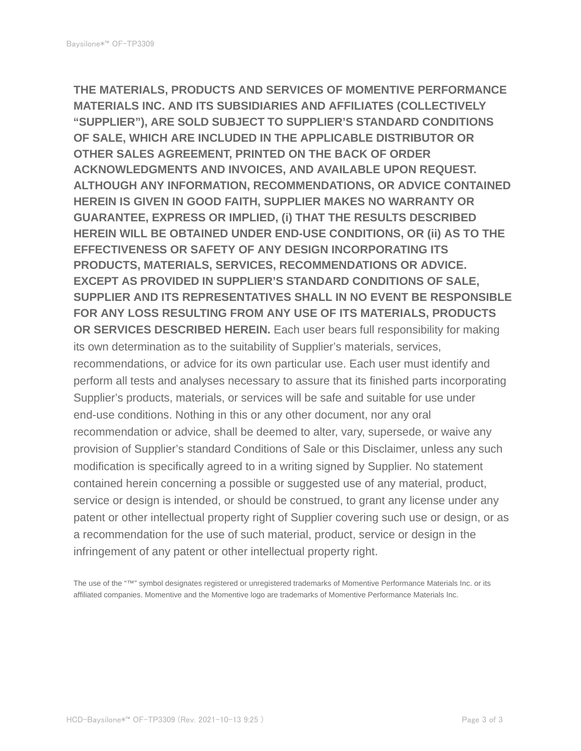**THE MATERIALS, PRODUCTS AND SERVICES OF MOMENTIVE PERFORMANCE MATERIALS INC. AND ITS SUBSIDIARIES AND AFFILIATES (COLLECTIVELY "SUPPLIER"), ARE SOLD SUBJECT TO SUPPLIER'S STANDARD CONDITIONS OF SALE, WHICH ARE INCLUDED IN THE APPLICABLE DISTRIBUTOR OR OTHER SALES AGREEMENT, PRINTED ON THE BACK OF ORDER ACKNOWLEDGMENTS AND INVOICES, AND AVAILABLE UPON REQUEST. ALTHOUGH ANY INFORMATION, RECOMMENDATIONS, OR ADVICE CONTAINED HEREIN IS GIVEN IN GOOD FAITH, SUPPLIER MAKES NO WARRANTY OR GUARANTEE, EXPRESS OR IMPLIED, (i) THAT THE RESULTS DESCRIBED HEREIN WILL BE OBTAINED UNDER END-USE CONDITIONS, OR (ii) AS TO THE EFFECTIVENESS OR SAFETY OF ANY DESIGN INCORPORATING ITS PRODUCTS, MATERIALS, SERVICES, RECOMMENDATIONS OR ADVICE. EXCEPT AS PROVIDED IN SUPPLIER'S STANDARD CONDITIONS OF SALE, SUPPLIER AND ITS REPRESENTATIVES SHALL IN NO EVENT BE RESPONSIBLE FOR ANY LOSS RESULTING FROM ANY USE OF ITS MATERIALS, PRODUCTS OR SERVICES DESCRIBED HEREIN.** Each user bears full responsibility for making its own determination as to the suitability of Supplier's materials, services, recommendations, or advice for its own particular use. Each user must identify and perform all tests and analyses necessary to assure that its finished parts incorporating Supplier's products, materials, or services will be safe and suitable for use under end-use conditions. Nothing in this or any other document, nor any oral recommendation or advice, shall be deemed to alter, vary, supersede, or waive any provision of Supplier's standard Conditions of Sale or this Disclaimer, unless any such modification is specifically agreed to in a writing signed by Supplier. No statement contained herein concerning a possible or suggested use of any material, product, service or design is intended, or should be construed, to grant any license under any patent or other intellectual property right of Supplier covering such use or design, or as a recommendation for the use of such material, product, service or design in the infringement of any patent or other intellectual property right.

The use of the "™" symbol designates registered or unregistered trademarks of Momentive Performance Materials Inc. or its affiliated companies. Momentive and the Momentive logo are trademarks of Momentive Performance Materials Inc.